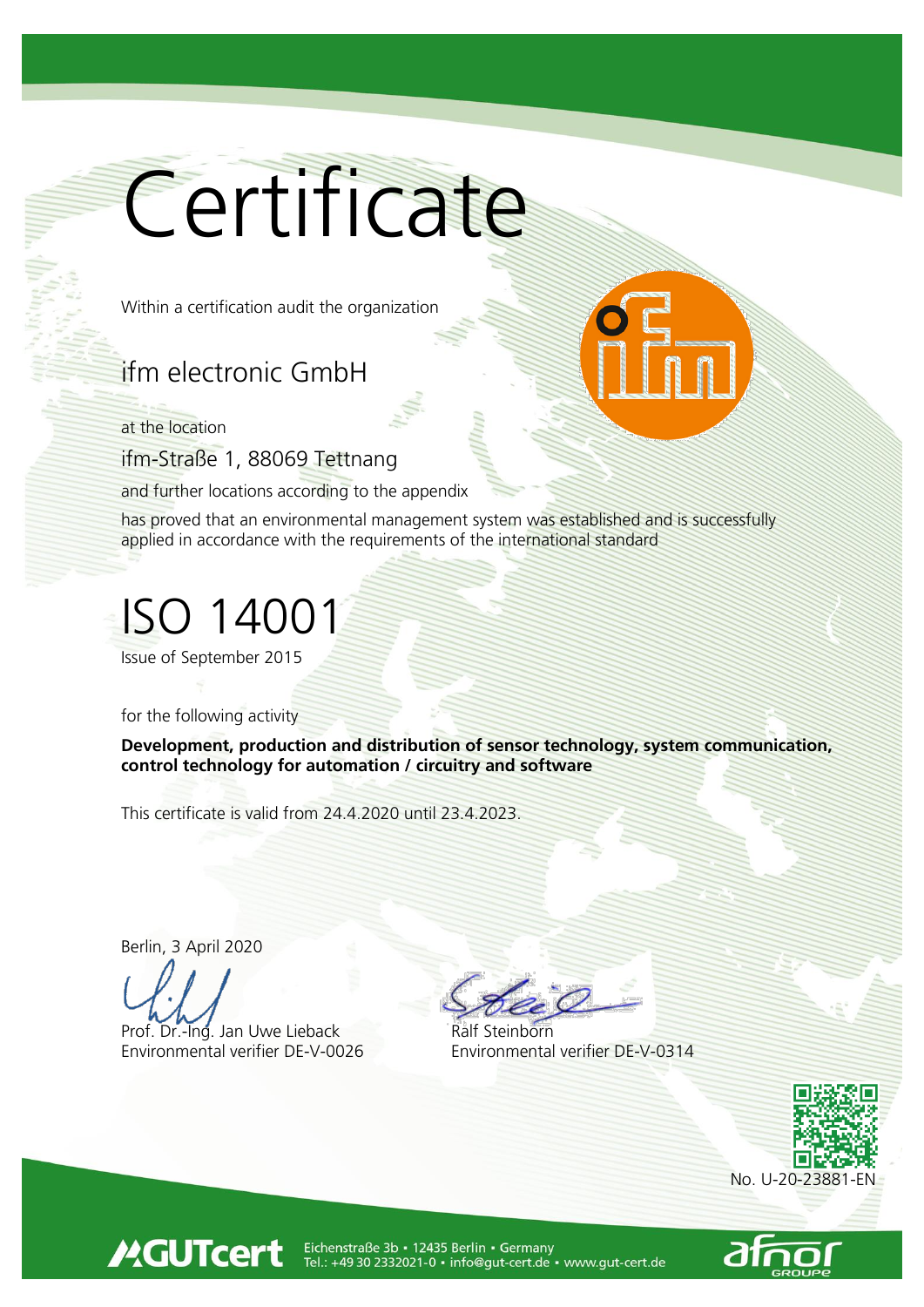# Certificate

Within a certification audit the organization

## ifm electronic GmbH

at the location

ifm-Straße 1, 88069 Tettnang

and further locations according to the appendix

has proved that an environmental management system was established and is successfully applied in accordance with the requirements of the international standard

# ISO 14001

Issue of September 2015

for the following activity

**Development, production and distribution of sensor technology, system communication, control technology for automation / circuitry and software**

This certificate is valid from 24.4.2020 until 23.4.2023.

Berlin, 3 April 2020

Prof. Dr.-Ing. Jan Uwe Lieback
Environmental verifier DE-V-0026

Ralf Steinborn
Environmental verifier DE-V-0314

No. U-20-23881-EN

GUTcert
Eichenstraße 3b • 12435 Berlin • Germany
Tel.: +49 30 2332021-0 • info@gut-cert.de • www.gut-cert.de

afnor GROUPE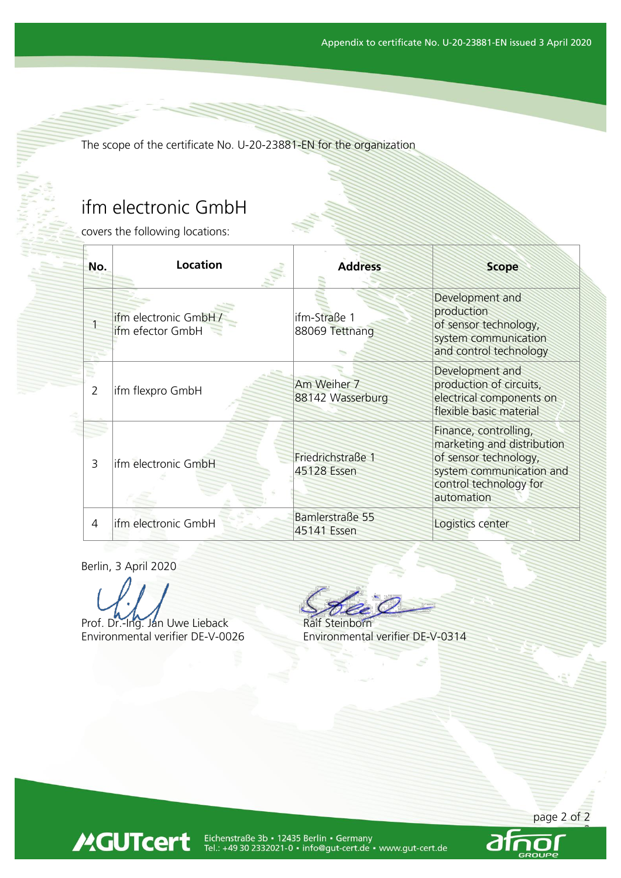The scope of the certificate No. U-20-23881-EN for the organization

# ifm electronic GmbH

covers the following locations:

| No. | Location | Address | Scope |
|---|---|---|---|
| 1 | ifm electronic GmbH / ifm efector GmbH | ifm-Straße 1 88069 Tettnang | Development and production of sensor technology, system communication and control technology |
| 2 | ifm flexpro GmbH | Am Weiher 7 88142 Wasserburg | Development and production of circuits, electrical components on flexible basic material |
| 3 | ifm electronic GmbH | Friedrichstraße 1 45128 Essen | Finance, controlling, marketing and distribution of sensor technology, system communication and control technology for automation |
| 4 | ifm electronic GmbH | Bamlerstraße 55 45141 Essen | Logistics center |

Berlin, 3 April 2020

Prof. Dr.-Ing. Jan Uwe Lieback
Environmental verifier DE-V-0026

Ralf Steinborn
Environmental verifier DE-V-0314

GUTcert Eichenstraße 3b • 12435 Berlin • Germany
Tel.: +49 30 2332021-0 • info@gut-cert.de • www.gut-cert.de

afnor GROUPE